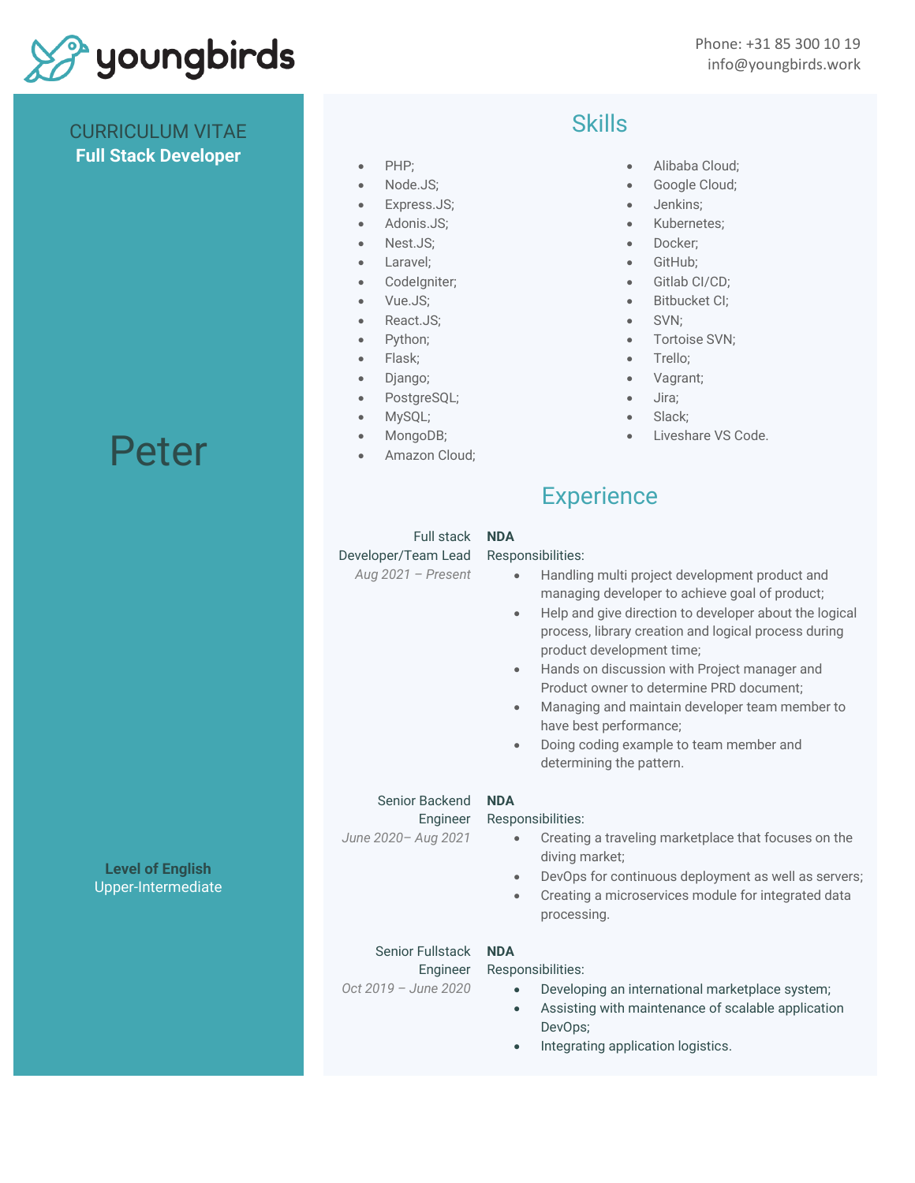youngbirds

Phone: +31 85 300 10 19
info@youngbirds.work

CURRICULUM VITAE
**Full Stack Developer**

# Peter

**Level of English**
Upper-Intermediate

## Skills

- PHP;
- Node.JS;
- Express.JS;
- Adonis.JS;
- Nest.JS;
- Laravel;
- CodeIgniter;
- Vue.JS;
- React.JS;
- Python;
- Flask;
- Django;
- PostgreSQL;
- MySQL;
- MongoDB;
- Amazon Cloud;
- Alibaba Cloud;
- Google Cloud;
- Jenkins;
- Kubernetes;
- Docker;
- GitHub;
- Gitlab CI/CD;
- Bitbucket CI;
- SVN;
- Tortoise SVN;
- Trello;
- Vagrant;
- Jira;
- Slack;
- Liveshare VS Code.

## Experience

Full stack Developer/Team Lead
*Aug 2021 – Present*

**NDA**
Responsibilities:
- Handling multi project development product and managing developer to achieve goal of product;
- Help and give direction to developer about the logical process, library creation and logical process during product development time;
- Hands on discussion with Project manager and Product owner to determine PRD document;
- Managing and maintain developer team member to have best performance;
- Doing coding example to team member and determining the pattern.

Senior Backend Engineer
*June 2020– Aug 2021*

**NDA**
Responsibilities:
- Creating a traveling marketplace that focuses on the diving market;
- DevOps for continuous deployment as well as servers;
- Creating a microservices module for integrated data processing.

Senior Fullstack Engineer
*Oct 2019 – June 2020*

**NDA**
Responsibilities:
- Developing an international marketplace system;
- Assisting with maintenance of scalable application DevOps;
- Integrating application logistics.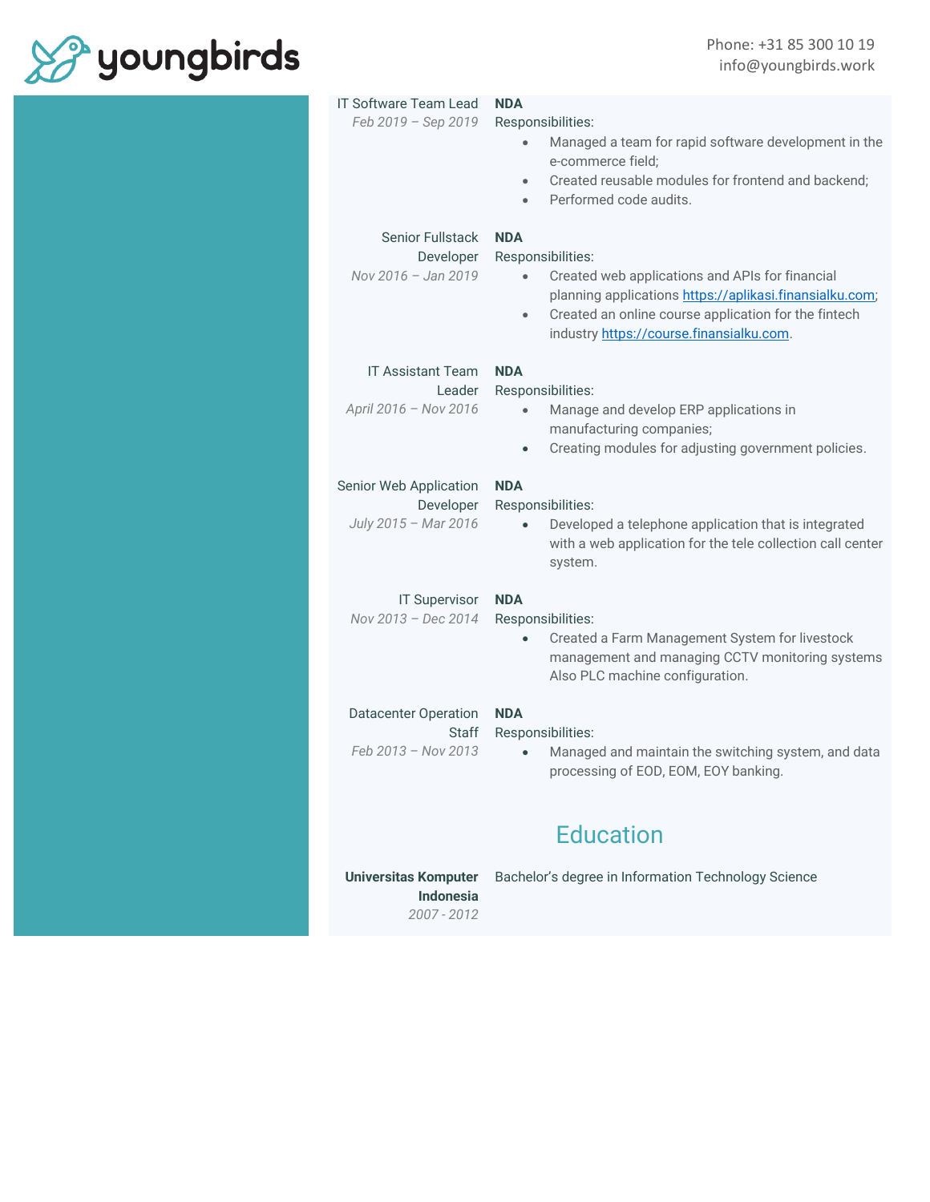IT Software Team Lead
*Feb 2019 – Sep 2019*

**NDA**
Responsibilities:

- Managed a team for rapid software development in the e-commerce field;
- Created reusable modules for frontend and backend;
- Performed code audits.

Senior Fullstack Developer
*Nov 2016 – Jan 2019*

**NDA**
Responsibilities:

- Created web applications and APIs for financial planning applications https://aplikasi.finansialku.com;
- Created an online course application for the fintech industry https://course.finansialku.com.

IT Assistant Team Leader
*April 2016 – Nov 2016*

**NDA**
Responsibilities:

- Manage and develop ERP applications in manufacturing companies;
- Creating modules for adjusting government policies.

Senior Web Application Developer
*July 2015 – Mar 2016*

**NDA**
Responsibilities:

- Developed a telephone application that is integrated with a web application for the tele collection call center system.

IT Supervisor
*Nov 2013 – Dec 2014*

**NDA**
Responsibilities:

- Created a Farm Management System for livestock management and managing CCTV monitoring systems Also PLC machine configuration.

Datacenter Operation Staff
*Feb 2013 – Nov 2013*

**NDA**
Responsibilities:

- Managed and maintain the switching system, and data processing of EOD, EOM, EOY banking.

## Education

**Universitas Komputer Indonesia**
*2007 - 2012*

Bachelor's degree in Information Technology Science